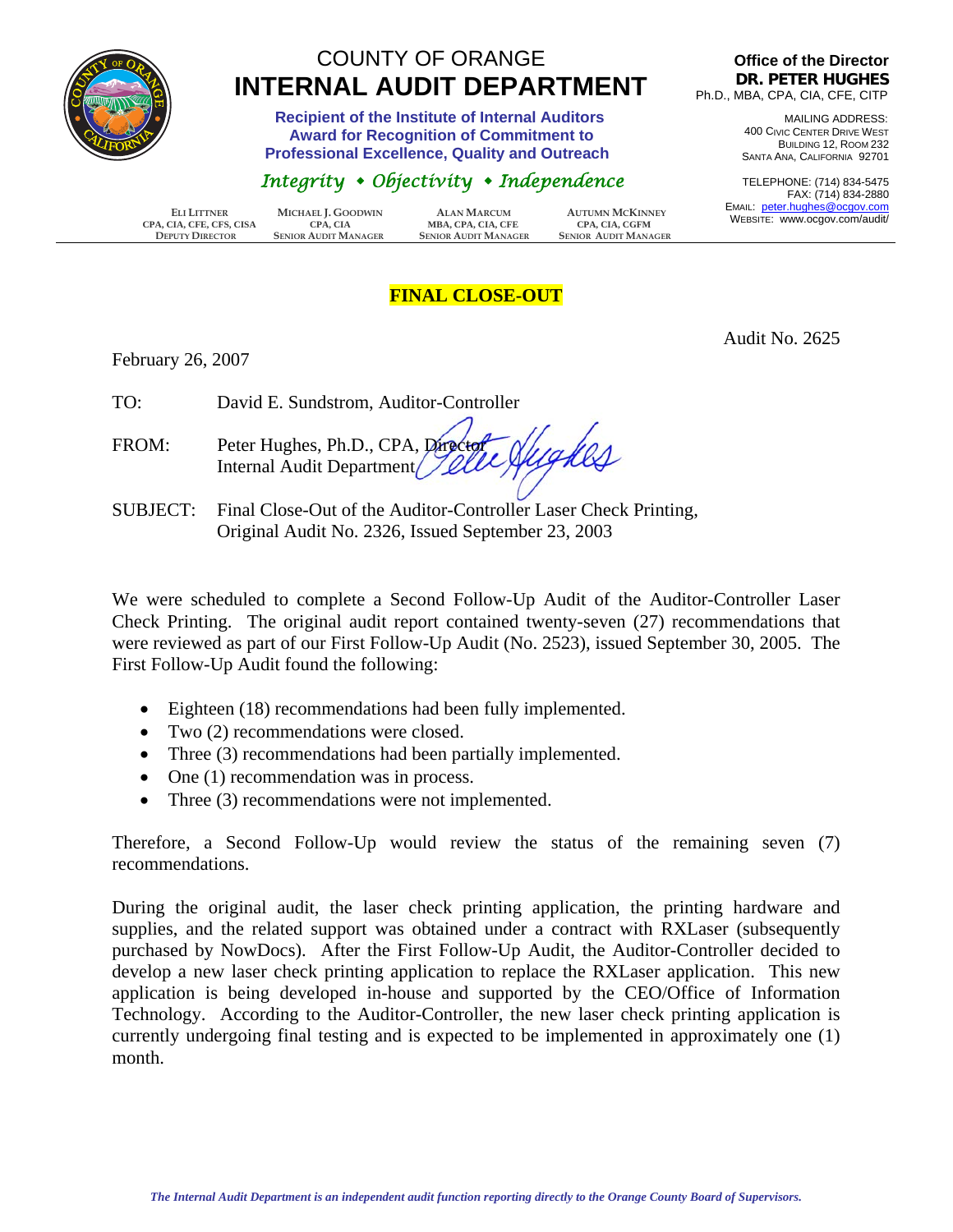# COUNTY OF ORANGE
# INTERNAL AUDIT DEPARTMENT

**Recipient of the Institute of Internal Auditors Award for Recognition of Commitment to Professional Excellence, Quality and Outreach**

*Integrity • Objectivity • Independence*

**Office of the Director**
**DR. PETER HUGHES**
Ph.D., MBA, CPA, CIA, CFE, CITP

MAILING ADDRESS:
400 CIVIC CENTER DRIVE WEST
BUILDING 12, ROOM 232
SANTA ANA, CALIFORNIA 92701

TELEPHONE: (714) 834-5475
FAX: (714) 834-2880
EMAIL: peter.hughes@ocgov.com
WEBSITE: www.ocgov.com/audit/

| ELI LITTNER | MICHAEL J. GOODWIN | ALAN MARCUM | AUTUMN MCKINNEY |
|---|---|---|---|
| CPA, CIA, CFE, CFS, CISA | CPA, CIA | MBA, CPA, CIA, CFE | CPA, CIA, CGFM |
| DEPUTY DIRECTOR | SENIOR AUDIT MANAGER | SENIOR AUDIT MANAGER | SENIOR AUDIT MANAGER |

**FINAL CLOSE-OUT**

Audit No. 2625

February 26, 2007

TO: David E. Sundstrom, Auditor-Controller

FROM: Peter Hughes, Ph.D., CPA, Director
Internal Audit Department

SUBJECT: Final Close-Out of the Auditor-Controller Laser Check Printing, Original Audit No. 2326, Issued September 23, 2003

We were scheduled to complete a Second Follow-Up Audit of the Auditor-Controller Laser Check Printing. The original audit report contained twenty-seven (27) recommendations that were reviewed as part of our First Follow-Up Audit (No. 2523), issued September 30, 2005. The First Follow-Up Audit found the following:

- Eighteen (18) recommendations had been fully implemented.
- Two (2) recommendations were closed.
- Three (3) recommendations had been partially implemented.
- One (1) recommendation was in process.
- Three (3) recommendations were not implemented.

Therefore, a Second Follow-Up would review the status of the remaining seven (7) recommendations.

During the original audit, the laser check printing application, the printing hardware and supplies, and the related support was obtained under a contract with RXLaser (subsequently purchased by NowDocs). After the First Follow-Up Audit, the Auditor-Controller decided to develop a new laser check printing application to replace the RXLaser application. This new application is being developed in-house and supported by the CEO/Office of Information Technology. According to the Auditor-Controller, the new laser check printing application is currently undergoing final testing and is expected to be implemented in approximately one (1) month.

*The Internal Audit Department is an independent audit function reporting directly to the Orange County Board of Supervisors.*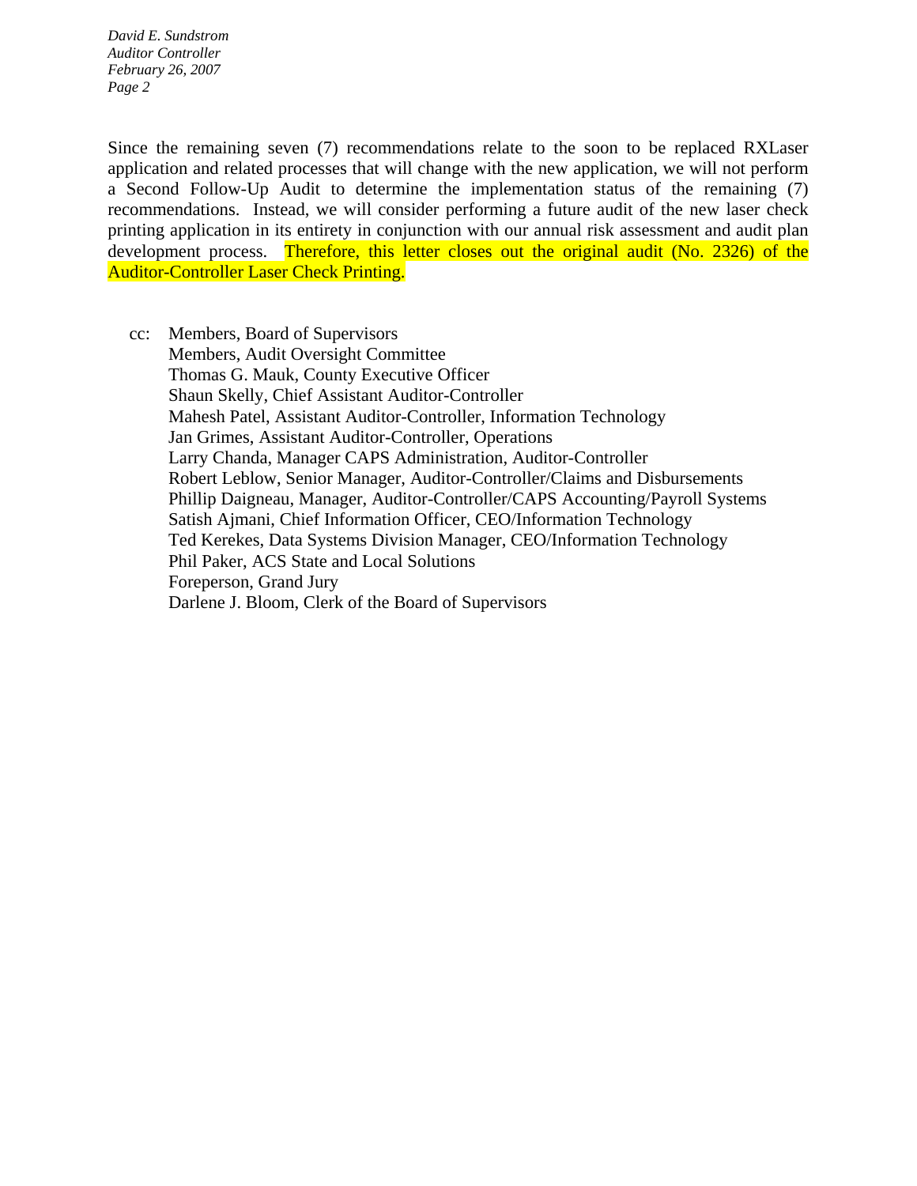Since the remaining seven (7) recommendations relate to the soon to be replaced RXLaser application and related processes that will change with the new application, we will not perform a Second Follow-Up Audit to determine the implementation status of the remaining (7) recommendations. Instead, we will consider performing a future audit of the new laser check printing application in its entirety in conjunction with our annual risk assessment and audit plan development process. Therefore, this letter closes out the original audit (No. 2326) of the Auditor-Controller Laser Check Printing.

cc: Members, Board of Supervisors
Members, Audit Oversight Committee
Thomas G. Mauk, County Executive Officer
Shaun Skelly, Chief Assistant Auditor-Controller
Mahesh Patel, Assistant Auditor-Controller, Information Technology
Jan Grimes, Assistant Auditor-Controller, Operations
Larry Chanda, Manager CAPS Administration, Auditor-Controller
Robert Leblow, Senior Manager, Auditor-Controller/Claims and Disbursements
Phillip Daigneau, Manager, Auditor-Controller/CAPS Accounting/Payroll Systems
Satish Ajmani, Chief Information Officer, CEO/Information Technology
Ted Kerekes, Data Systems Division Manager, CEO/Information Technology
Phil Paker, ACS State and Local Solutions
Foreperson, Grand Jury
Darlene J. Bloom, Clerk of the Board of Supervisors